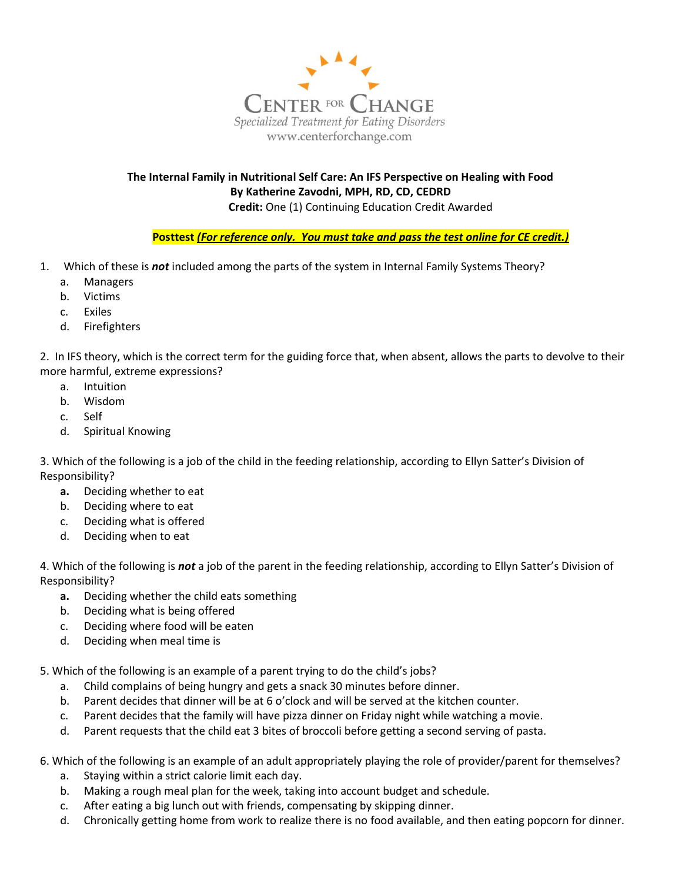CENTER FOR CHANGE
*Specialized Treatment for Eating Disorders*
www.centerforchange.com

**The Internal Family in Nutritional Self Care: An IFS Perspective on Healing with Food**
**By Katherine Zavodni, MPH, RD, CD, CEDRD**
**Credit:** One (1) Continuing Education Credit Awarded

**Posttest** ***(For reference only. You must take and pass the test online for CE credit.)***

1. Which of these is ***not*** included among the parts of the system in Internal Family Systems Theory?
   a. Managers
   b. Victims
   c. Exiles
   d. Firefighters

2. In IFS theory, which is the correct term for the guiding force that, when absent, allows the parts to devolve to their more harmful, extreme expressions?
   a. Intuition
   b. Wisdom
   c. Self
   d. Spiritual Knowing

3. Which of the following is a job of the child in the feeding relationship, according to Ellyn Satter's Division of Responsibility?
   **a.** Deciding whether to eat
   b. Deciding where to eat
   c. Deciding what is offered
   d. Deciding when to eat

4. Which of the following is ***not*** a job of the parent in the feeding relationship, according to Ellyn Satter's Division of Responsibility?
   **a.** Deciding whether the child eats something
   b. Deciding what is being offered
   c. Deciding where food will be eaten
   d. Deciding when meal time is

5. Which of the following is an example of a parent trying to do the child's jobs?
   a. Child complains of being hungry and gets a snack 30 minutes before dinner.
   b. Parent decides that dinner will be at 6 o'clock and will be served at the kitchen counter.
   c. Parent decides that the family will have pizza dinner on Friday night while watching a movie.
   d. Parent requests that the child eat 3 bites of broccoli before getting a second serving of pasta.

6. Which of the following is an example of an adult appropriately playing the role of provider/parent for themselves?
   a. Staying within a strict calorie limit each day.
   b. Making a rough meal plan for the week, taking into account budget and schedule.
   c. After eating a big lunch out with friends, compensating by skipping dinner.
   d. Chronically getting home from work to realize there is no food available, and then eating popcorn for dinner.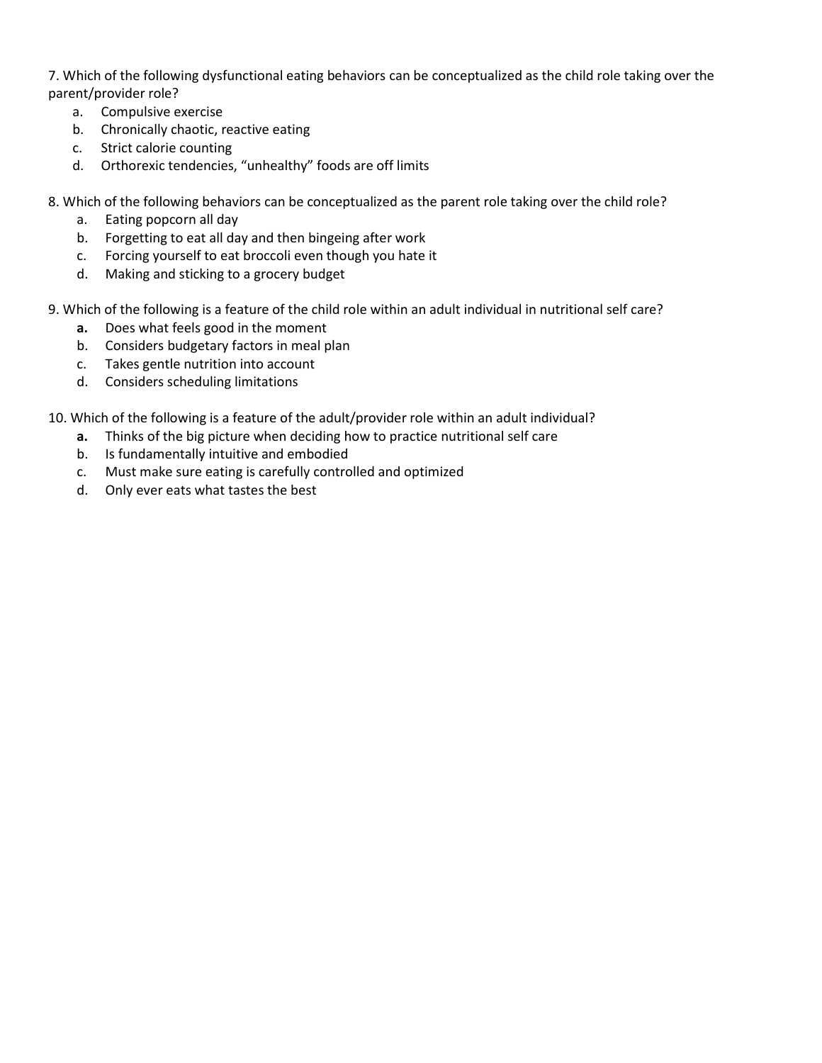7. Which of the following dysfunctional eating behaviors can be conceptualized as the child role taking over the parent/provider role?

   a. Compulsive exercise
   b. Chronically chaotic, reactive eating
   c. Strict calorie counting
   d. Orthorexic tendencies, "unhealthy" foods are off limits

8. Which of the following behaviors can be conceptualized as the parent role taking over the child role?

   a. Eating popcorn all day
   b. Forgetting to eat all day and then bingeing after work
   c. Forcing yourself to eat broccoli even though you hate it
   d. Making and sticking to a grocery budget

9. Which of the following is a feature of the child role within an adult individual in nutritional self care?

   **a.** Does what feels good in the moment
   b. Considers budgetary factors in meal plan
   c. Takes gentle nutrition into account
   d. Considers scheduling limitations

10. Which of the following is a feature of the adult/provider role within an adult individual?

    **a.** Thinks of the big picture when deciding how to practice nutritional self care
    b. Is fundamentally intuitive and embodied
    c. Must make sure eating is carefully controlled and optimized
    d. Only ever eats what tastes the best